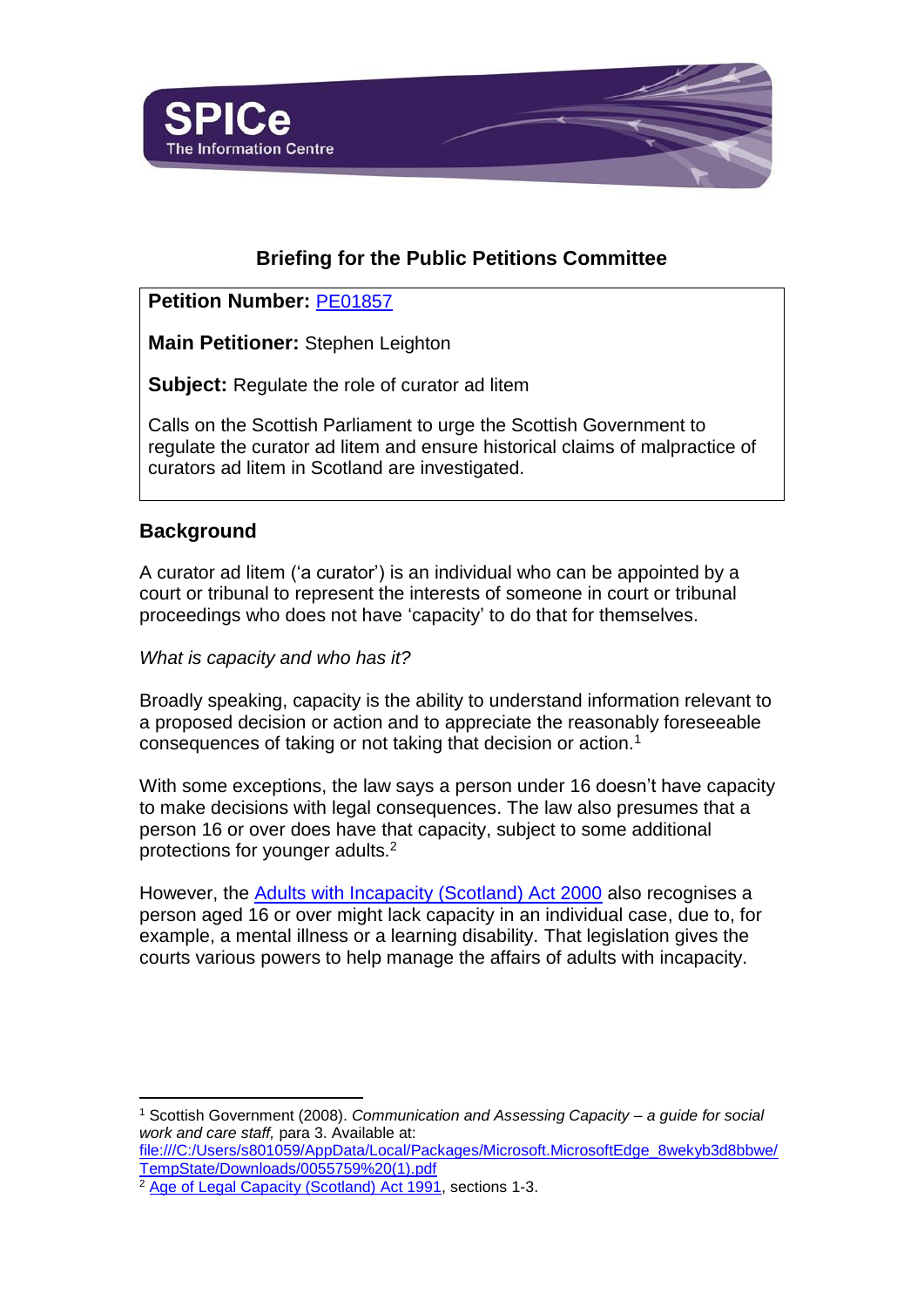SPICe
The Information Centre

# Briefing for the Public Petitions Committee

**Petition Number:** PE01857

**Main Petitioner:** Stephen Leighton

**Subject:** Regulate the role of curator ad litem

Calls on the Scottish Parliament to urge the Scottish Government to regulate the curator ad litem and ensure historical claims of malpractice of curators ad litem in Scotland are investigated.

## Background

A curator ad litem ('a curator') is an individual who can be appointed by a court or tribunal to represent the interests of someone in court or tribunal proceedings who does not have 'capacity' to do that for themselves.

*What is capacity and who has it?*

Broadly speaking, capacity is the ability to understand information relevant to a proposed decision or action and to appreciate the reasonably foreseeable consequences of taking or not taking that decision or action.[1]

With some exceptions, the law says a person under 16 doesn't have capacity to make decisions with legal consequences. The law also presumes that a person 16 or over does have that capacity, subject to some additional protections for younger adults.[2]

However, the Adults with Incapacity (Scotland) Act 2000 also recognises a person aged 16 or over might lack capacity in an individual case, due to, for example, a mental illness or a learning disability. That legislation gives the courts various powers to help manage the affairs of adults with incapacity.

---

[1] Scottish Government (2008). *Communication and Assessing Capacity – a guide for social work and care staff,* para 3. Available at: file:///C:/Users/s801059/AppData/Local/Packages/Microsoft.MicrosoftEdge_8wekyb3d8bbwe/TempState/Downloads/0055759%20(1).pdf

[2] Age of Legal Capacity (Scotland) Act 1991, sections 1-3.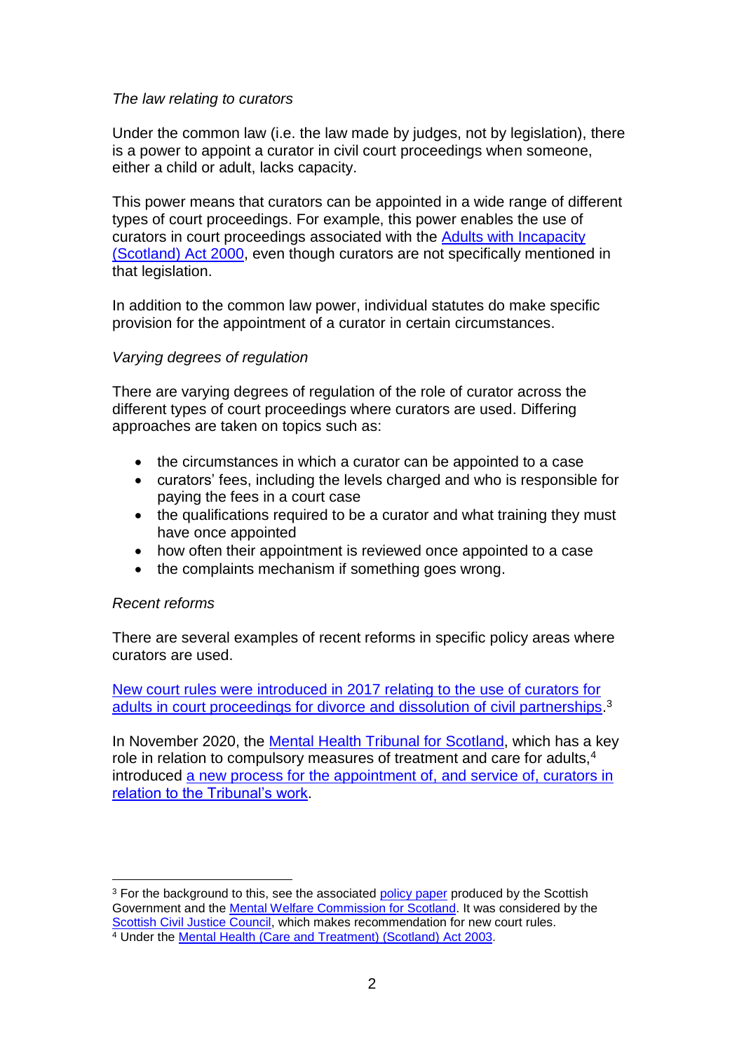*The law relating to curators*

Under the common law (i.e. the law made by judges, not by legislation), there is a power to appoint a curator in civil court proceedings when someone, either a child or adult, lacks capacity.

This power means that curators can be appointed in a wide range of different types of court proceedings. For example, this power enables the use of curators in court proceedings associated with the Adults with Incapacity (Scotland) Act 2000, even though curators are not specifically mentioned in that legislation.

In addition to the common law power, individual statutes do make specific provision for the appointment of a curator in certain circumstances.

*Varying degrees of regulation*

There are varying degrees of regulation of the role of curator across the different types of court proceedings where curators are used. Differing approaches are taken on topics such as:

- the circumstances in which a curator can be appointed to a case
- curators' fees, including the levels charged and who is responsible for paying the fees in a court case
- the qualifications required to be a curator and what training they must have once appointed
- how often their appointment is reviewed once appointed to a case
- the complaints mechanism if something goes wrong.

*Recent reforms*

There are several examples of recent reforms in specific policy areas where curators are used.

New court rules were introduced in 2017 relating to the use of curators for adults in court proceedings for divorce and dissolution of civil partnerships.[3]

In November 2020, the Mental Health Tribunal for Scotland, which has a key role in relation to compulsory measures of treatment and care for adults,[4] introduced a new process for the appointment of, and service of, curators in relation to the Tribunal's work.

---

[3] For the background to this, see the associated policy paper produced by the Scottish Government and the Mental Welfare Commission for Scotland. It was considered by the Scottish Civil Justice Council, which makes recommendation for new court rules.

[4] Under the Mental Health (Care and Treatment) (Scotland) Act 2003.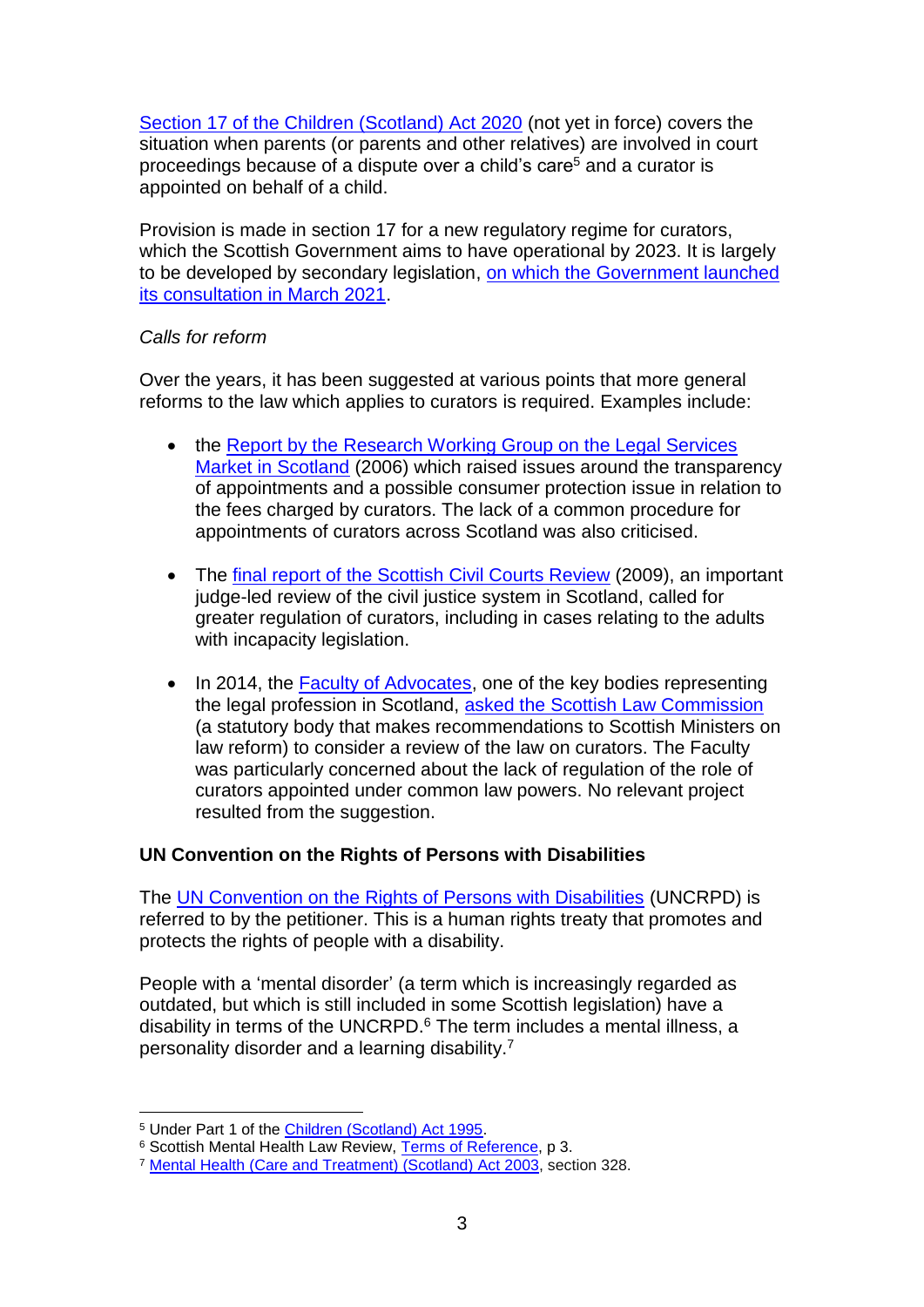Section 17 of the Children (Scotland) Act 2020 (not yet in force) covers the situation when parents (or parents and other relatives) are involved in court proceedings because of a dispute over a child's care[5] and a curator is appointed on behalf of a child.

Provision is made in section 17 for a new regulatory regime for curators, which the Scottish Government aims to have operational by 2023. It is largely to be developed by secondary legislation, on which the Government launched its consultation in March 2021.

*Calls for reform*

Over the years, it has been suggested at various points that more general reforms to the law which applies to curators is required. Examples include:

- the Report by the Research Working Group on the Legal Services Market in Scotland (2006) which raised issues around the transparency of appointments and a possible consumer protection issue in relation to the fees charged by curators. The lack of a common procedure for appointments of curators across Scotland was also criticised.
- The final report of the Scottish Civil Courts Review (2009), an important judge-led review of the civil justice system in Scotland, called for greater regulation of curators, including in cases relating to the adults with incapacity legislation.
- In 2014, the Faculty of Advocates, one of the key bodies representing the legal profession in Scotland, asked the Scottish Law Commission (a statutory body that makes recommendations to Scottish Ministers on law reform) to consider a review of the law on curators. The Faculty was particularly concerned about the lack of regulation of the role of curators appointed under common law powers. No relevant project resulted from the suggestion.

**UN Convention on the Rights of Persons with Disabilities**

The UN Convention on the Rights of Persons with Disabilities (UNCRPD) is referred to by the petitioner. This is a human rights treaty that promotes and protects the rights of people with a disability.

People with a 'mental disorder' (a term which is increasingly regarded as outdated, but which is still included in some Scottish legislation) have a disability in terms of the UNCRPD.[6] The term includes a mental illness, a personality disorder and a learning disability.[7]

---

[5] Under Part 1 of the Children (Scotland) Act 1995.

[6] Scottish Mental Health Law Review, Terms of Reference, p 3.

[7] Mental Health (Care and Treatment) (Scotland) Act 2003, section 328.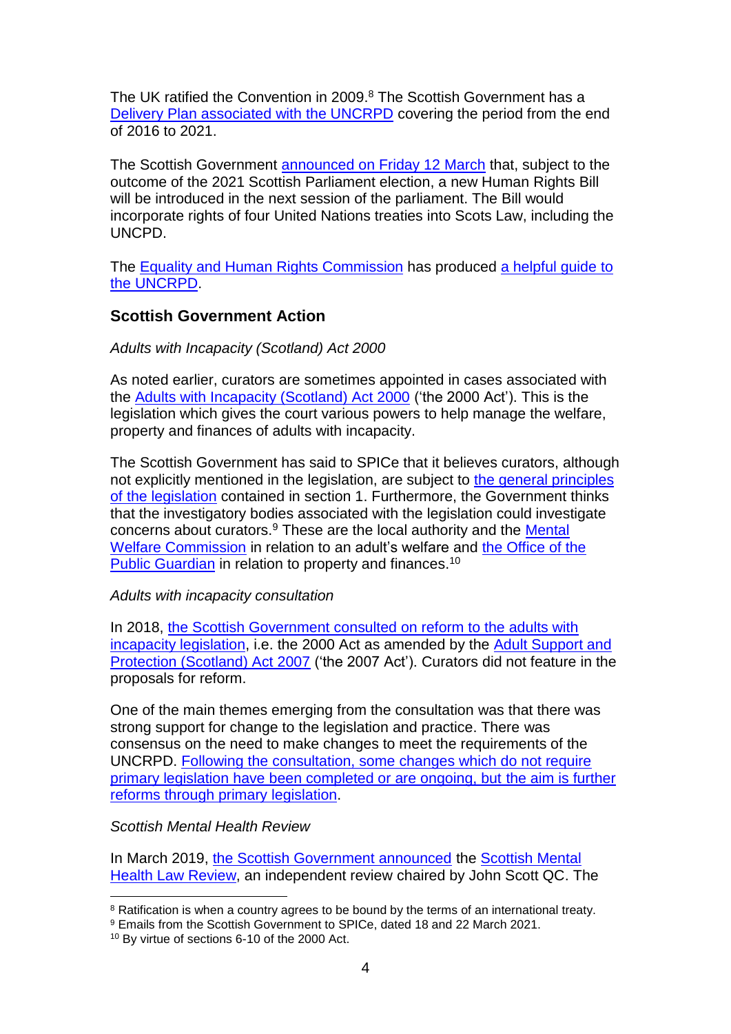The UK ratified the Convention in 2009.[8] The Scottish Government has a Delivery Plan associated with the UNCRPD covering the period from the end of 2016 to 2021.

The Scottish Government announced on Friday 12 March that, subject to the outcome of the 2021 Scottish Parliament election, a new Human Rights Bill will be introduced in the next session of the parliament. The Bill would incorporate rights of four United Nations treaties into Scots Law, including the UNCPD.

The Equality and Human Rights Commission has produced a helpful guide to the UNCRPD.

## Scottish Government Action

*Adults with Incapacity (Scotland) Act 2000*

As noted earlier, curators are sometimes appointed in cases associated with the Adults with Incapacity (Scotland) Act 2000 ('the 2000 Act'). This is the legislation which gives the court various powers to help manage the welfare, property and finances of adults with incapacity.

The Scottish Government has said to SPICe that it believes curators, although not explicitly mentioned in the legislation, are subject to the general principles of the legislation contained in section 1. Furthermore, the Government thinks that the investigatory bodies associated with the legislation could investigate concerns about curators.[9] These are the local authority and the Mental Welfare Commission in relation to an adult's welfare and the Office of the Public Guardian in relation to property and finances.[10]

*Adults with incapacity consultation*

In 2018, the Scottish Government consulted on reform to the adults with incapacity legislation, i.e. the 2000 Act as amended by the Adult Support and Protection (Scotland) Act 2007 ('the 2007 Act'). Curators did not feature in the proposals for reform.

One of the main themes emerging from the consultation was that there was strong support for change to the legislation and practice. There was consensus on the need to make changes to meet the requirements of the UNCRPD. Following the consultation, some changes which do not require primary legislation have been completed or are ongoing, but the aim is further reforms through primary legislation.

*Scottish Mental Health Review*

In March 2019, the Scottish Government announced the Scottish Mental Health Law Review, an independent review chaired by John Scott QC. The

---

[8] Ratification is when a country agrees to be bound by the terms of an international treaty.

[9] Emails from the Scottish Government to SPICe, dated 18 and 22 March 2021.

[10] By virtue of sections 6-10 of the 2000 Act.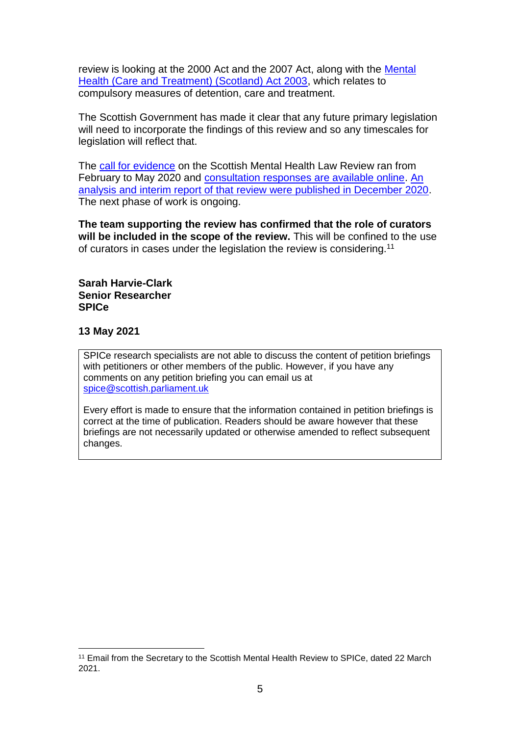review is looking at the 2000 Act and the 2007 Act, along with the Mental Health (Care and Treatment) (Scotland) Act 2003, which relates to compulsory measures of detention, care and treatment.

The Scottish Government has made it clear that any future primary legislation will need to incorporate the findings of this review and so any timescales for legislation will reflect that.

The call for evidence on the Scottish Mental Health Law Review ran from February to May 2020 and consultation responses are available online. An analysis and interim report of that review were published in December 2020. The next phase of work is ongoing.

**The team supporting the review has confirmed that the role of curators will be included in the scope of the review.** This will be confined to the use of curators in cases under the legislation the review is considering.[11]

**Sarah Harvie-Clark**
**Senior Researcher**
**SPICe**

**13 May 2021**

SPICe research specialists are not able to discuss the content of petition briefings with petitioners or other members of the public. However, if you have any comments on any petition briefing you can email us at spice@scottish.parliament.uk

Every effort is made to ensure that the information contained in petition briefings is correct at the time of publication. Readers should be aware however that these briefings are not necessarily updated or otherwise amended to reflect subsequent changes.

[11] Email from the Secretary to the Scottish Mental Health Review to SPICe, dated 22 March 2021.